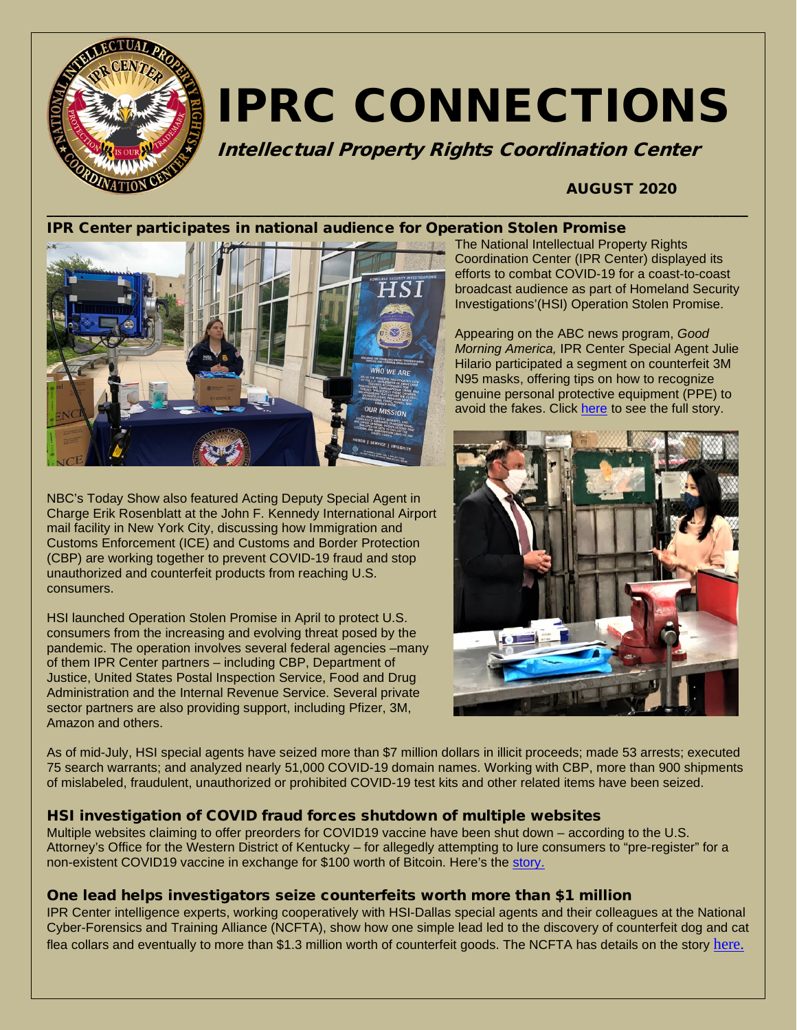# IPRC CONNECTIONS

***Intellectual Property Rights Coordination Center***

**AUGUST 2020**

## IPR Center participates in national audience for Operation Stolen Promise

The National Intellectual Property Rights Coordination Center (IPR Center) displayed its efforts to combat COVID-19 for a coast-to-coast broadcast audience as part of Homeland Security Investigations'(HSI) Operation Stolen Promise.

Appearing on the ABC news program, *Good Morning America,* IPR Center Special Agent Julie Hilario participated a segment on counterfeit 3M N95 masks, offering tips on how to recognize genuine personal protective equipment (PPE) to avoid the fakes. Click here to see the full story.

NBC's Today Show also featured Acting Deputy Special Agent in Charge Erik Rosenblatt at the John F. Kennedy International Airport mail facility in New York City, discussing how Immigration and Customs Enforcement (ICE) and Customs and Border Protection (CBP) are working together to prevent COVID-19 fraud and stop unauthorized and counterfeit products from reaching U.S. consumers.

HSI launched Operation Stolen Promise in April to protect U.S. consumers from the increasing and evolving threat posed by the pandemic. The operation involves several federal agencies –many of them IPR Center partners – including CBP, Department of Justice, United States Postal Inspection Service, Food and Drug Administration and the Internal Revenue Service. Several private sector partners are also providing support, including Pfizer, 3M, Amazon and others.

As of mid-July, HSI special agents have seized more than $7 million dollars in illicit proceeds; made 53 arrests; executed 75 search warrants; and analyzed nearly 51,000 COVID-19 domain names. Working with CBP, more than 900 shipments of mislabeled, fraudulent, unauthorized or prohibited COVID-19 test kits and other related items have been seized.

## HSI investigation of COVID fraud forces shutdown of multiple websites

Multiple websites claiming to offer preorders for COVID19 vaccine have been shut down – according to the U.S. Attorney's Office for the Western District of Kentucky – for allegedly attempting to lure consumers to "pre-register" for a non-existent COVID19 vaccine in exchange for $100 worth of Bitcoin. Here's the story.

## One lead helps investigators seize counterfeits worth more than $1 million

IPR Center intelligence experts, working cooperatively with HSI-Dallas special agents and their colleagues at the National Cyber-Forensics and Training Alliance (NCFTA), show how one simple lead led to the discovery of counterfeit dog and cat flea collars and eventually to more than $1.3 million worth of counterfeit goods. The NCFTA has details on the story here.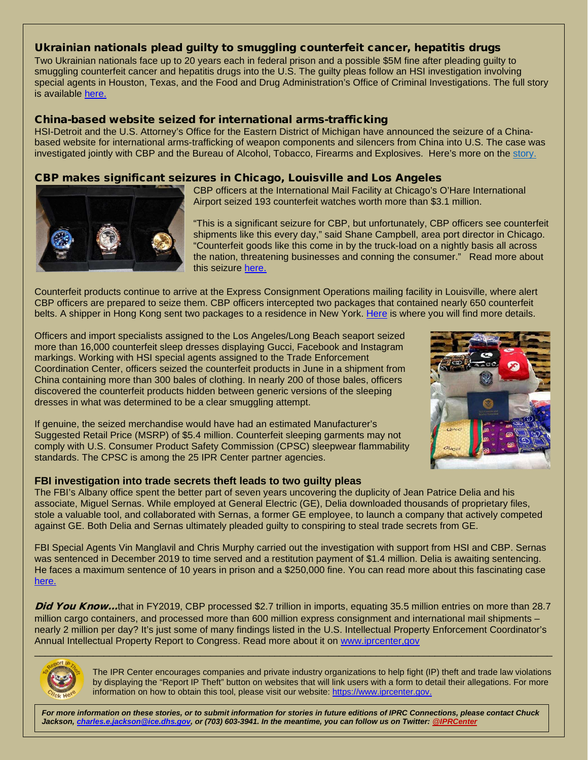## Ukrainian nationals plead guilty to smuggling counterfeit cancer, hepatitis drugs

Two Ukrainian nationals face up to 20 years each in federal prison and a possible $5M fine after pleading guilty to smuggling counterfeit cancer and hepatitis drugs into the U.S. The guilty pleas follow an HSI investigation involving special agents in Houston, Texas, and the Food and Drug Administration's Office of Criminal Investigations. The full story is available here.

## China-based website seized for international arms-trafficking

HSI-Detroit and the U.S. Attorney's Office for the Eastern District of Michigan have announced the seizure of a China-based website for international arms-trafficking of weapon components and silencers from China into U.S. The case was investigated jointly with CBP and the Bureau of Alcohol, Tobacco, Firearms and Explosives. Here's more on the story.

## CBP makes significant seizures in Chicago, Louisville and Los Angeles

CBP officers at the International Mail Facility at Chicago's O'Hare International Airport seized 193 counterfeit watches worth more than $3.1 million.

"This is a significant seizure for CBP, but unfortunately, CBP officers see counterfeit shipments like this every day," said Shane Campbell, area port director in Chicago. "Counterfeit goods like this come in by the truck-load on a nightly basis all across the nation, threatening businesses and conning the consumer." Read more about this seizure here.

Counterfeit products continue to arrive at the Express Consignment Operations mailing facility in Louisville, where alert CBP officers are prepared to seize them. CBP officers intercepted two packages that contained nearly 650 counterfeit belts. A shipper in Hong Kong sent two packages to a residence in New York. Here is where you will find more details.

Officers and import specialists assigned to the Los Angeles/Long Beach seaport seized more than 16,000 counterfeit sleep dresses displaying Gucci, Facebook and Instagram markings. Working with HSI special agents assigned to the Trade Enforcement Coordination Center, officers seized the counterfeit products in June in a shipment from China containing more than 300 bales of clothing. In nearly 200 of those bales, officers discovered the counterfeit products hidden between generic versions of the sleeping dresses in what was determined to be a clear smuggling attempt.

If genuine, the seized merchandise would have had an estimated Manufacturer's Suggested Retail Price (MSRP) of $5.4 million. Counterfeit sleeping garments may not comply with U.S. Consumer Product Safety Commission (CPSC) sleepwear flammability standards. The CPSC is among the 25 IPR Center partner agencies.

## FBI investigation into trade secrets theft leads to two guilty pleas

The FBI's Albany office spent the better part of seven years uncovering the duplicity of Jean Patrice Delia and his associate, Miguel Sernas. While employed at General Electric (GE), Delia downloaded thousands of proprietary files, stole a valuable tool, and collaborated with Sernas, a former GE employee, to launch a company that actively competed against GE. Both Delia and Sernas ultimately pleaded guilty to conspiring to steal trade secrets from GE.

FBI Special Agents Vin Manglavil and Chris Murphy carried out the investigation with support from HSI and CBP. Sernas was sentenced in December 2019 to time served and a restitution payment of $1.4 million. Delia is awaiting sentencing. He faces a maximum sentence of 10 years in prison and a $250,000 fine. You can read more about this fascinating case here.

***Did You Know…***that in FY2019, CBP processed $2.7 trillion in imports, equating 35.5 million entries on more than 28.7 million cargo containers, and processed more than 600 million express consignment and international mail shipments – nearly 2 million per day? It's just some of many findings listed in the U.S. Intellectual Property Enforcement Coordinator's Annual Intellectual Property Report to Congress. Read more about it on www.iprcenter.gov

---

The IPR Center encourages companies and private industry organizations to help fight (IP) theft and trade law violations by displaying the "Report IP Theft" button on websites that will link users with a form to detail their allegations. For more information on how to obtain this tool, please visit our website: https://www.iprcenter.gov.

***For more information on these stories, or to submit information for stories in future editions of IPRC Connections, please contact Chuck Jackson, charles.e.jackson@ice.dhs.gov, or (703) 603-3941. In the meantime, you can follow us on Twitter: @IPRCenter***